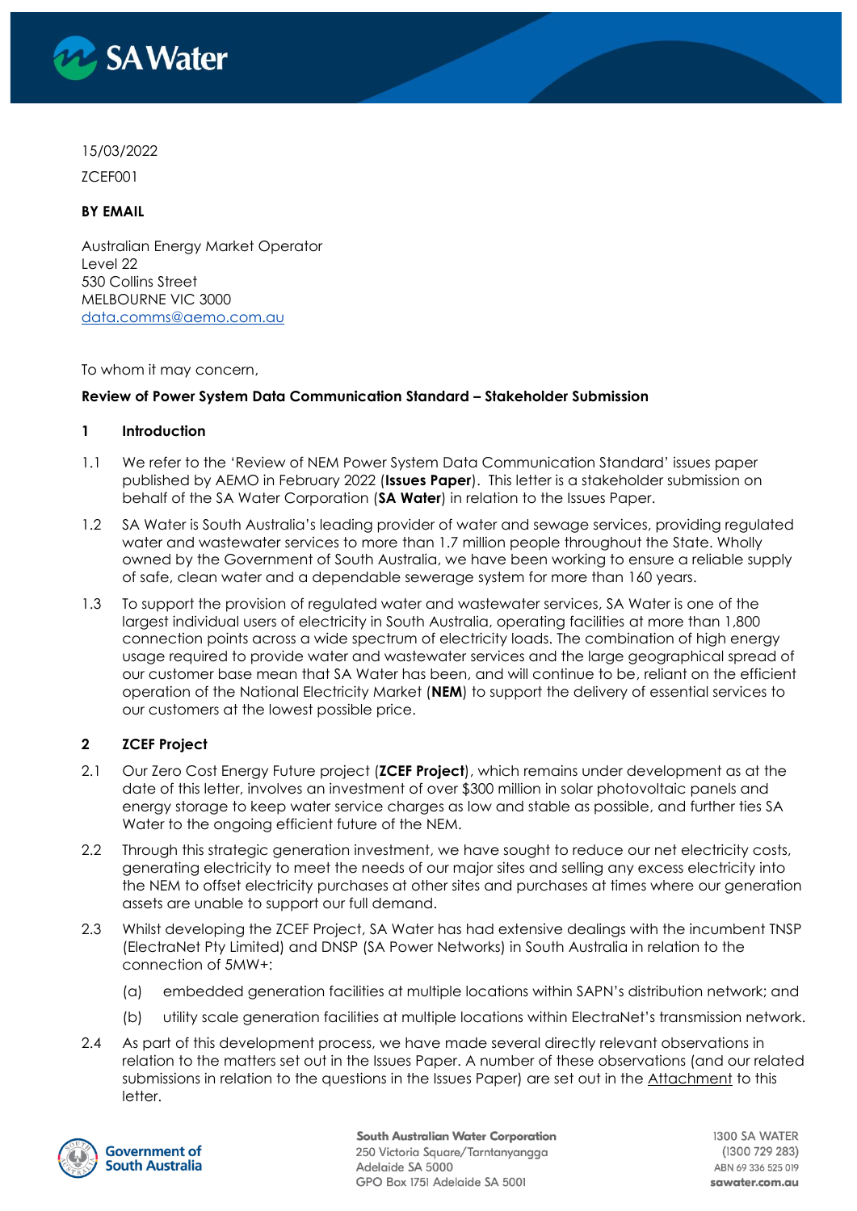15/03/2022

ZCEF001

**BY EMAIL**

Australian Energy Market Operator
Level 22
530 Collins Street
MELBOURNE VIC 3000
data.comms@aemo.com.au

To whom it may concern,

**Review of Power System Data Communication Standard – Stakeholder Submission**

## 1 Introduction

1.1 We refer to the 'Review of NEM Power System Data Communication Standard' issues paper published by AEMO in February 2022 (**Issues Paper**). This letter is a stakeholder submission on behalf of the SA Water Corporation (**SA Water**) in relation to the Issues Paper.

1.2 SA Water is South Australia's leading provider of water and sewage services, providing regulated water and wastewater services to more than 1.7 million people throughout the State. Wholly owned by the Government of South Australia, we have been working to ensure a reliable supply of safe, clean water and a dependable sewerage system for more than 160 years.

1.3 To support the provision of regulated water and wastewater services, SA Water is one of the largest individual users of electricity in South Australia, operating facilities at more than 1,800 connection points across a wide spectrum of electricity loads. The combination of high energy usage required to provide water and wastewater services and the large geographical spread of our customer base mean that SA Water has been, and will continue to be, reliant on the efficient operation of the National Electricity Market (**NEM**) to support the delivery of essential services to our customers at the lowest possible price.

## 2 ZCEF Project

2.1 Our Zero Cost Energy Future project (**ZCEF Project**), which remains under development as at the date of this letter, involves an investment of over $300 million in solar photovoltaic panels and energy storage to keep water service charges as low and stable as possible, and further ties SA Water to the ongoing efficient future of the NEM.

2.2 Through this strategic generation investment, we have sought to reduce our net electricity costs, generating electricity to meet the needs of our major sites and selling any excess electricity into the NEM to offset electricity purchases at other sites and purchases at times where our generation assets are unable to support our full demand.

2.3 Whilst developing the ZCEF Project, SA Water has had extensive dealings with the incumbent TNSP (ElectraNet Pty Limited) and DNSP (SA Power Networks) in South Australia in relation to the connection of 5MW+:

(a) embedded generation facilities at multiple locations within SAPN's distribution network; and

(b) utility scale generation facilities at multiple locations within ElectraNet's transmission network.

2.4 As part of this development process, we have made several directly relevant observations in relation to the matters set out in the Issues Paper. A number of these observations (and our related submissions in relation to the questions in the Issues Paper) are set out in the Attachment to this letter.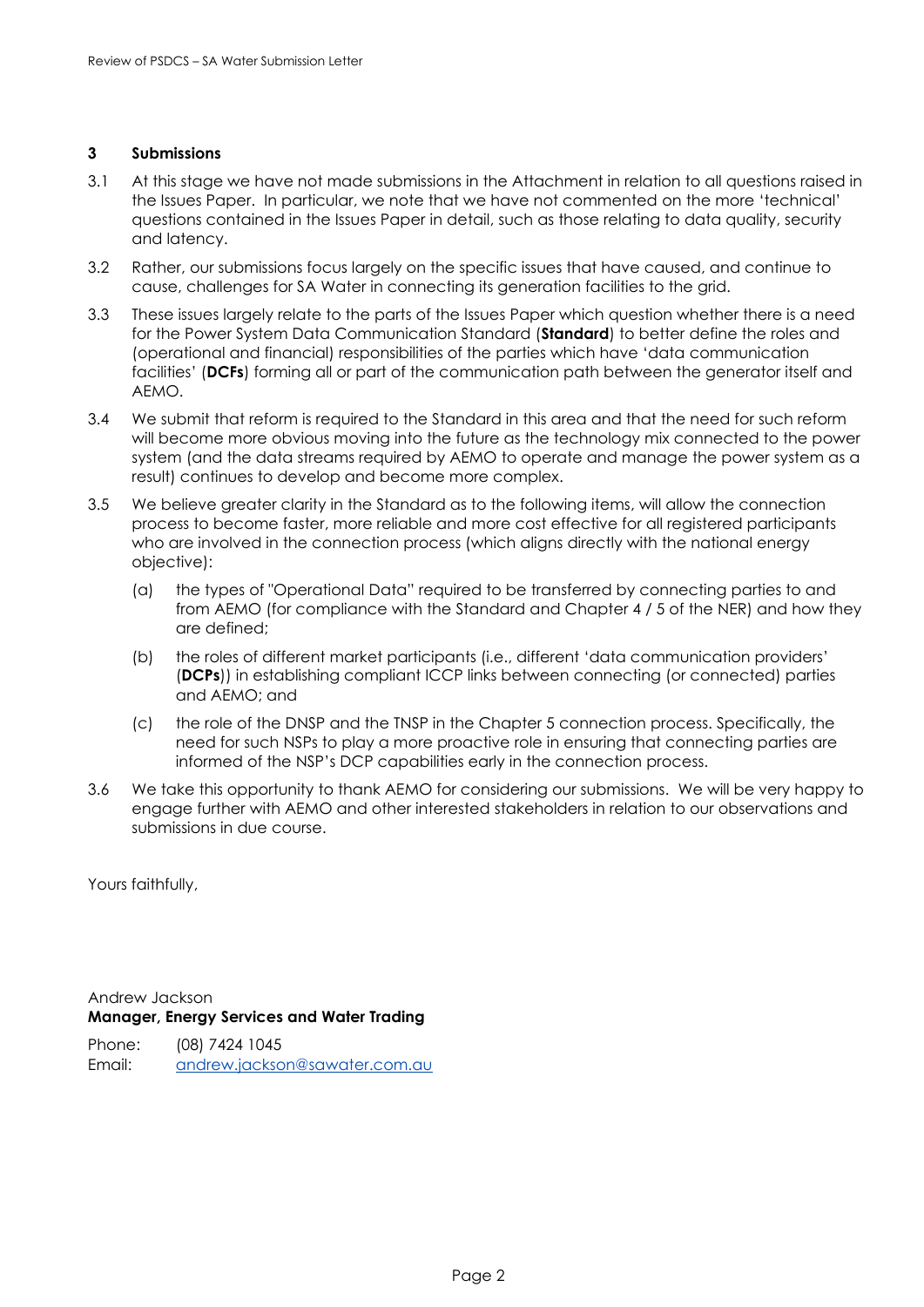## 3 Submissions

3.1 At this stage we have not made submissions in the Attachment in relation to all questions raised in the Issues Paper. In particular, we note that we have not commented on the more 'technical' questions contained in the Issues Paper in detail, such as those relating to data quality, security and latency.

3.2 Rather, our submissions focus largely on the specific issues that have caused, and continue to cause, challenges for SA Water in connecting its generation facilities to the grid.

3.3 These issues largely relate to the parts of the Issues Paper which question whether there is a need for the Power System Data Communication Standard (**Standard**) to better define the roles and (operational and financial) responsibilities of the parties which have 'data communication facilities' (**DCFs**) forming all or part of the communication path between the generator itself and AEMO.

3.4 We submit that reform is required to the Standard in this area and that the need for such reform will become more obvious moving into the future as the technology mix connected to the power system (and the data streams required by AEMO to operate and manage the power system as a result) continues to develop and become more complex.

3.5 We believe greater clarity in the Standard as to the following items, will allow the connection process to become faster, more reliable and more cost effective for all registered participants who are involved in the connection process (which aligns directly with the national energy objective):

(a) the types of "Operational Data" required to be transferred by connecting parties to and from AEMO (for compliance with the Standard and Chapter 4 / 5 of the NER) and how they are defined;

(b) the roles of different market participants (i.e., different 'data communication providers' (**DCPs**)) in establishing compliant ICCP links between connecting (or connected) parties and AEMO; and

(c) the role of the DNSP and the TNSP in the Chapter 5 connection process. Specifically, the need for such NSPs to play a more proactive role in ensuring that connecting parties are informed of the NSP's DCP capabilities early in the connection process.

3.6 We take this opportunity to thank AEMO for considering our submissions. We will be very happy to engage further with AEMO and other interested stakeholders in relation to our observations and submissions in due course.

Yours faithfully,

Andrew Jackson
**Manager, Energy Services and Water Trading**

Phone: (08) 7424 1045
Email: andrew.jackson@sawater.com.au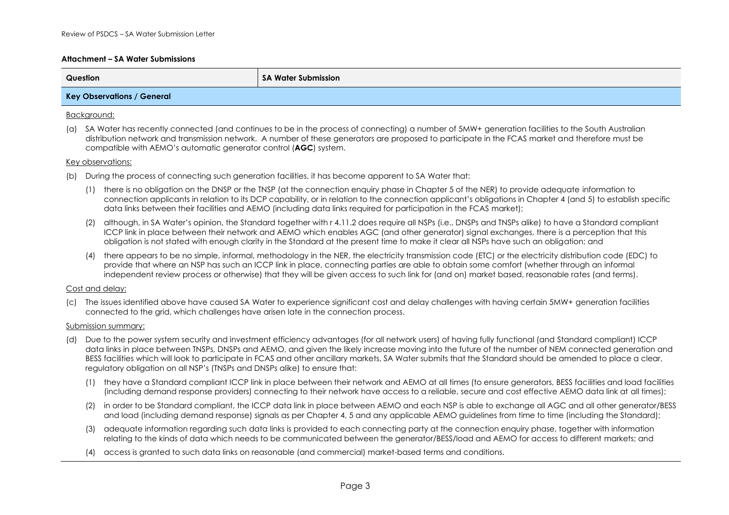### Attachment – SA Water Submissions

| Question | SA Water Submission |
| --- | --- |
| **Key Observations / General** | |

Background:

(a) SA Water has recently connected (and continues to be in the process of connecting) a number of 5MW+ generation facilities to the South Australian distribution network and transmission network. A number of these generators are proposed to participate in the FCAS market and therefore must be compatible with AEMO's automatic generator control (**AGC**) system.

Key observations:

(b) During the process of connecting such generation facilities, it has become apparent to SA Water that:

(1) there is no obligation on the DNSP or the TNSP (at the connection enquiry phase in Chapter 5 of the NER) to provide adequate information to connection applicants in relation to its DCP capability, or in relation to the connection applicant's obligations in Chapter 4 (and 5) to establish specific data links between their facilities and AEMO (including data links required for participation in the FCAS market);

(2) although, in SA Water's opinion, the Standard together with r 4.11.2 does require all NSPs (i.e., DNSPs and TNSPs alike) to have a Standard compliant ICCP link in place between their network and AEMO which enables AGC (and other generator) signal exchanges, there is a perception that this obligation is not stated with enough clarity in the Standard at the present time to make it clear all NSPs have such an obligation; and

(4) there appears to be no simple, informal, methodology in the NER, the electricity transmission code (ETC) or the electricity distribution code (EDC) to provide that where an NSP has such an ICCP link in place, connecting parties are able to obtain some comfort (whether through an informal independent review process or otherwise) that they will be given access to such link for (and on) market based, reasonable rates (and terms).

Cost and delay:

(c) The issues identified above have caused SA Water to experience significant cost and delay challenges with having certain 5MW+ generation facilities connected to the grid, which challenges have arisen late in the connection process.

Submission summary:

(d) Due to the power system security and investment efficiency advantages (for all network users) of having fully functional (and Standard compliant) ICCP data links in place between TNSPs, DNSPs and AEMO, and given the likely increase moving into the future of the number of NEM connected generation and BESS facilities which will look to participate in FCAS and other ancillary markets, SA Water submits that the Standard should be amended to place a clear, regulatory obligation on all NSP's (TNSPs and DNSPs alike) to ensure that:

(1) they have a Standard compliant ICCP link in place between their network and AEMO at all times (to ensure generators, BESS facilities and load facilities (including demand response providers) connecting to their network have access to a reliable, secure and cost effective AEMO data link at all times);

(2) in order to be Standard compliant, the ICCP data link in place between AEMO and each NSP is able to exchange all AGC and all other generator/BESS and load (including demand response) signals as per Chapter 4, 5 and any applicable AEMO guidelines from time to time (including the Standard);

(3) adequate information regarding such data links is provided to each connecting party at the connection enquiry phase, together with information relating to the kinds of data which needs to be communicated between the generator/BESS/load and AEMO for access to different markets; and

(4) access is granted to such data links on reasonable (and commercial) market-based terms and conditions.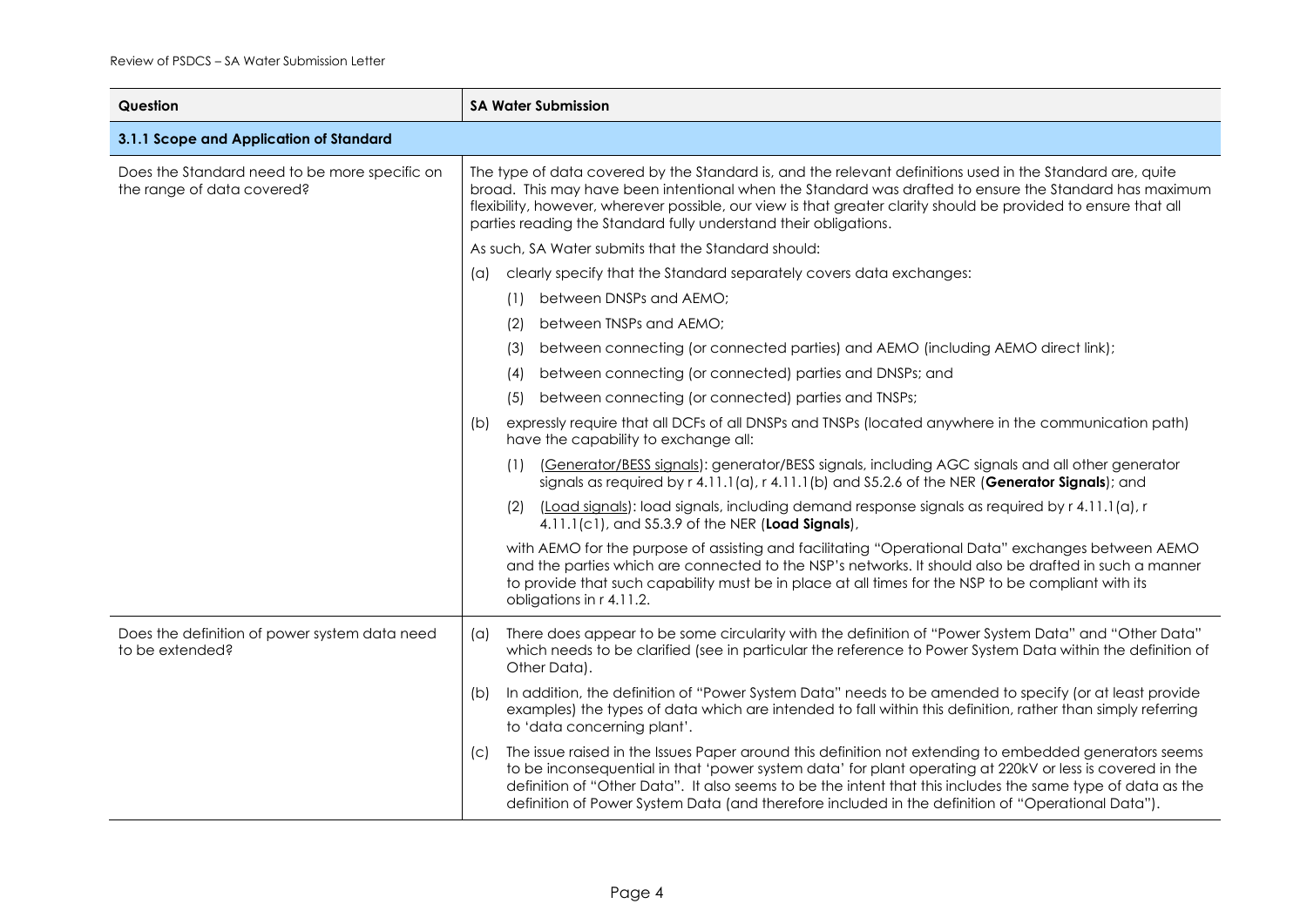| Question | SA Water Submission |
| --- | --- |
| **3.1.1 Scope and Application of Standard** | |
| Does the Standard need to be more specific on the range of data covered? | The type of data covered by the Standard is, and the relevant definitions used in the Standard are, quite broad. This may have been intentional when the Standard was drafted to ensure the Standard has maximum flexibility, however, wherever possible, our view is that greater clarity should be provided to ensure that all parties reading the Standard fully understand their obligations.<br><br>As such, SA Water submits that the Standard should:<br><br>(a) clearly specify that the Standard separately covers data exchanges:<br>(1) between DNSPs and AEMO;<br>(2) between TNSPs and AEMO;<br>(3) between connecting (or connected parties) and AEMO (including AEMO direct link);<br>(4) between connecting (or connected) parties and DNSPs; and<br>(5) between connecting (or connected) parties and TNSPs;<br><br>(b) expressly require that all DCFs of all DNSPs and TNSPs (located anywhere in the communication path) have the capability to exchange all:<br>(1) (Generator/BESS signals): generator/BESS signals, including AGC signals and all other generator signals as required by r 4.11.1(a), r 4.11.1(b) and S5.2.6 of the NER (**Generator Signals**); and<br>(2) (Load signals): load signals, including demand response signals as required by r 4.11.1(a), r 4.11.1(c1), and S5.3.9 of the NER (**Load Signals**),<br><br>with AEMO for the purpose of assisting and facilitating "Operational Data" exchanges between AEMO and the parties which are connected to the NSP's networks. It should also be drafted in such a manner to provide that such capability must be in place at all times for the NSP to be compliant with its obligations in r 4.11.2. |
| Does the definition of power system data need to be extended? | (a) There does appear to be some circularity with the definition of "Power System Data" and "Other Data" which needs to be clarified (see in particular the reference to Power System Data within the definition of Other Data).<br><br>(b) In addition, the definition of "Power System Data" needs to be amended to specify (or at least provide examples) the types of data which are intended to fall within this definition, rather than simply referring to 'data concerning plant'.<br><br>(c) The issue raised in the Issues Paper around this definition not extending to embedded generators seems to be inconsequential in that 'power system data' for plant operating at 220kV or less is covered in the definition of "Other Data". It also seems to be the intent that this includes the same type of data as the definition of Power System Data (and therefore included in the definition of "Operational Data"). |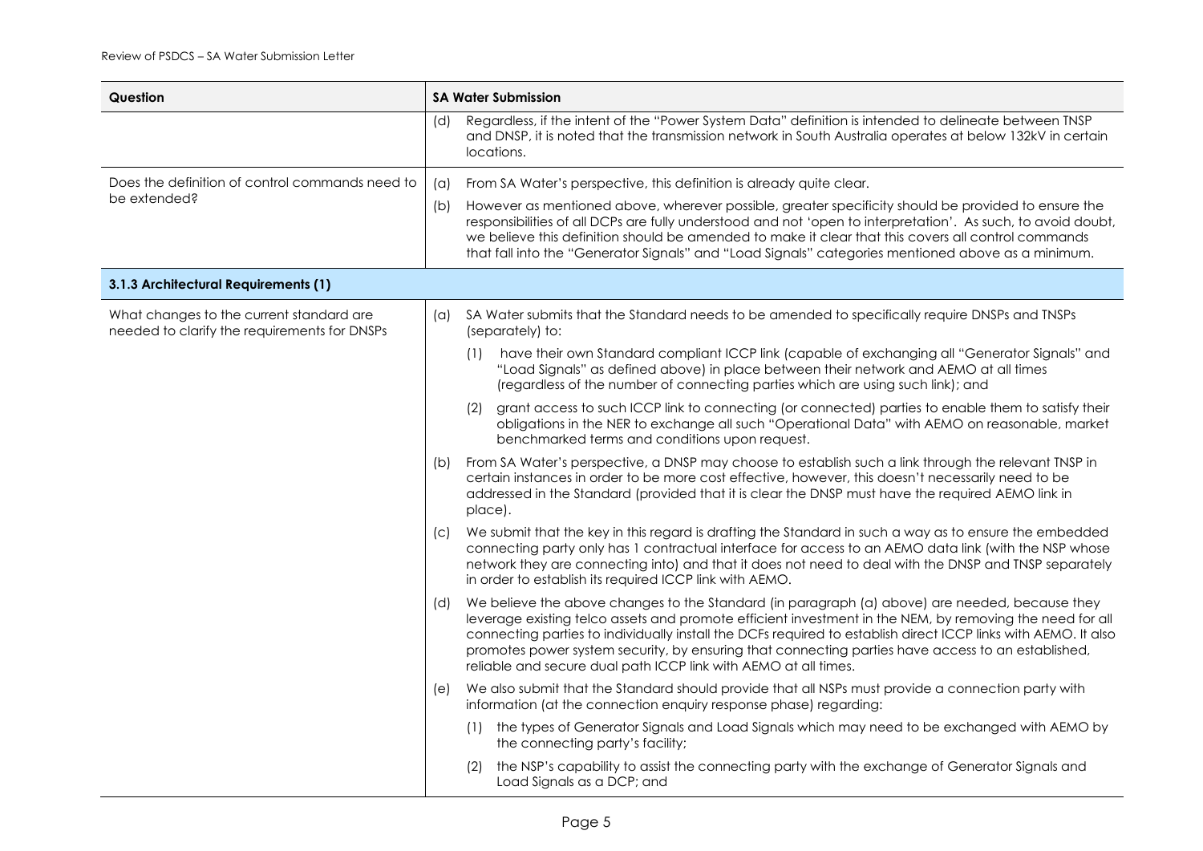| Question | SA Water Submission |
| --- | --- |
| | (d) Regardless, if the intent of the "Power System Data" definition is intended to delineate between TNSP and DNSP, it is noted that the transmission network in South Australia operates at below 132kV in certain locations. |
| Does the definition of control commands need to be extended? | (a) From SA Water's perspective, this definition is already quite clear.<br><br>(b) However as mentioned above, wherever possible, greater specificity should be provided to ensure the responsibilities of all DCPs are fully understood and not 'open to interpretation'. As such, to avoid doubt, we believe this definition should be amended to make it clear that this covers all control commands that fall into the "Generator Signals" and "Load Signals" categories mentioned above as a minimum. |
| **3.1.3 Architectural Requirements (1)** | |
| What changes to the current standard are needed to clarify the requirements for DNSPs | (a) SA Water submits that the Standard needs to be amended to specifically require DNSPs and TNSPs (separately) to:<br><br>(1) have their own Standard compliant ICCP link (capable of exchanging all "Generator Signals" and "Load Signals" as defined above) in place between their network and AEMO at all times (regardless of the number of connecting parties which are using such link); and<br><br>(2) grant access to such ICCP link to connecting (or connected) parties to enable them to satisfy their obligations in the NER to exchange all such "Operational Data" with AEMO on reasonable, market benchmarked terms and conditions upon request.<br><br>(b) From SA Water's perspective, a DNSP may choose to establish such a link through the relevant TNSP in certain instances in order to be more cost effective, however, this doesn't necessarily need to be addressed in the Standard (provided that it is clear the DNSP must have the required AEMO link in place).<br><br>(c) We submit that the key in this regard is drafting the Standard in such a way as to ensure the embedded connecting party only has 1 contractual interface for access to an AEMO data link (with the NSP whose network they are connecting into) and that it does not need to deal with the DNSP and TNSP separately in order to establish its required ICCP link with AEMO.<br><br>(d) We believe the above changes to the Standard (in paragraph (a) above) are needed, because they leverage existing telco assets and promote efficient investment in the NEM, by removing the need for all connecting parties to individually install the DCFs required to establish direct ICCP links with AEMO. It also promotes power system security, by ensuring that connecting parties have access to an established, reliable and secure dual path ICCP link with AEMO at all times.<br><br>(e) We also submit that the Standard should provide that all NSPs must provide a connection party with information (at the connection enquiry response phase) regarding:<br><br>(1) the types of Generator Signals and Load Signals which may need to be exchanged with AEMO by the connecting party's facility;<br><br>(2) the NSP's capability to assist the connecting party with the exchange of Generator Signals and Load Signals as a DCP; and |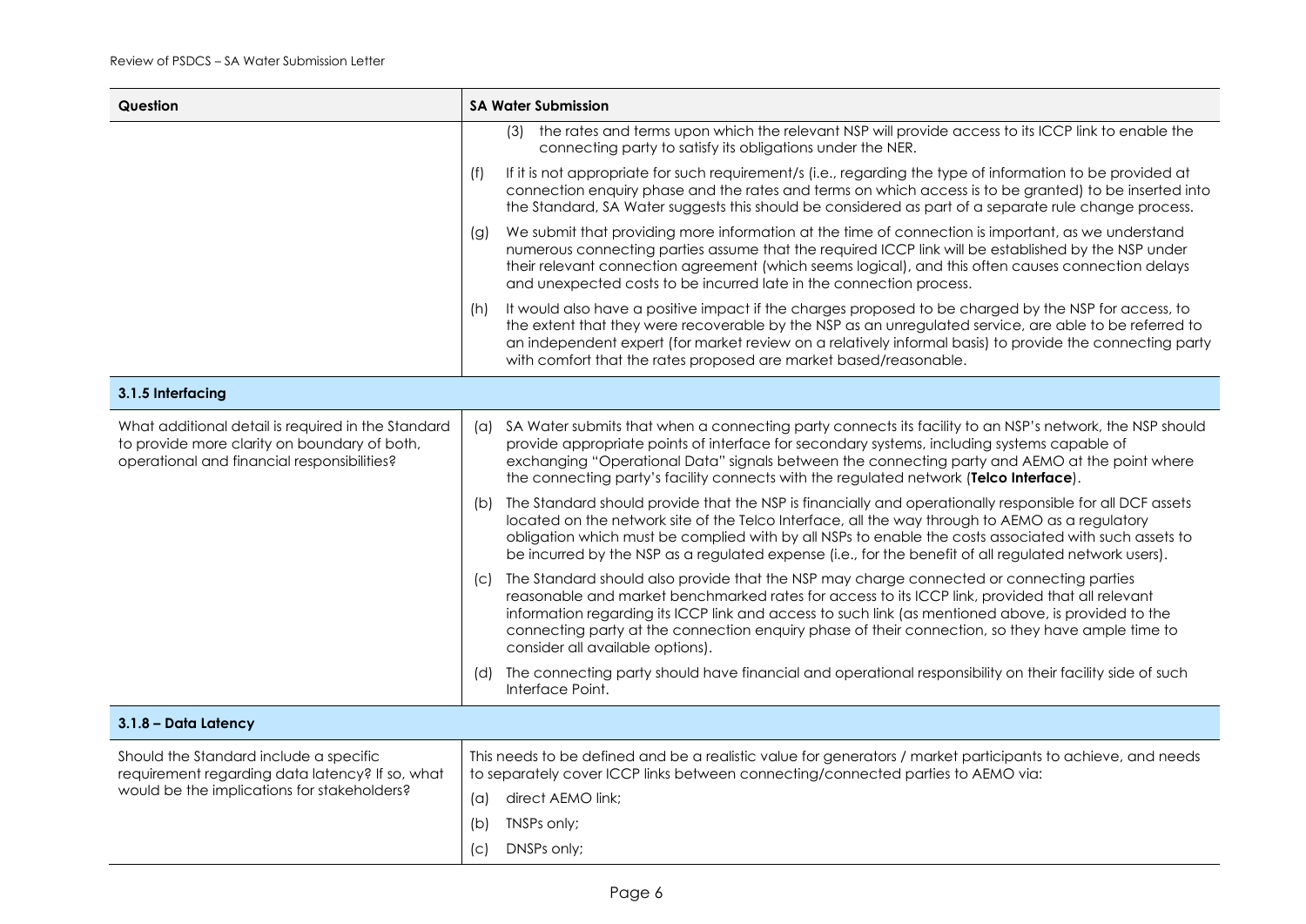| Question | SA Water Submission |
|---|---|
| | (3) the rates and terms upon which the relevant NSP will provide access to its ICCP link to enable the connecting party to satisfy its obligations under the NER.<br>(f) If it is not appropriate for such requirement/s (i.e., regarding the type of information to be provided at connection enquiry phase and the rates and terms on which access is to be granted) to be inserted into the Standard, SA Water suggests this should be considered as part of a separate rule change process.<br>(g) We submit that providing more information at the time of connection is important, as we understand numerous connecting parties assume that the required ICCP link will be established by the NSP under their relevant connection agreement (which seems logical), and this often causes connection delays and unexpected costs to be incurred late in the connection process.<br>(h) It would also have a positive impact if the charges proposed to be charged by the NSP for access, to the extent that they were recoverable by the NSP as an unregulated service, are able to be referred to an independent expert (for market review on a relatively informal basis) to provide the connecting party with comfort that the rates proposed are market based/reasonable. |
| **3.1.5 Interfacing** | |
| What additional detail is required in the Standard to provide more clarity on boundary of both, operational and financial responsibilities? | (a) SA Water submits that when a connecting party connects its facility to an NSP's network, the NSP should provide appropriate points of interface for secondary systems, including systems capable of exchanging "Operational Data" signals between the connecting party and AEMO at the point where the connecting party's facility connects with the regulated network (**Telco Interface**).<br>(b) The Standard should provide that the NSP is financially and operationally responsible for all DCF assets located on the network site of the Telco Interface, all the way through to AEMO as a regulatory obligation which must be complied with by all NSPs to enable the costs associated with such assets to be incurred by the NSP as a regulated expense (i.e., for the benefit of all regulated network users).<br>(c) The Standard should also provide that the NSP may charge connected or connecting parties reasonable and market benchmarked rates for access to its ICCP link, provided that all relevant information regarding its ICCP link and access to such link (as mentioned above, is provided to the connecting party at the connection enquiry phase of their connection, so they have ample time to consider all available options).<br>(d) The connecting party should have financial and operational responsibility on their facility side of such Interface Point. |
| **3.1.8 – Data Latency** | |
| Should the Standard include a specific requirement regarding data latency? If so, what would be the implications for stakeholders? | This needs to be defined and be a realistic value for generators / market participants to achieve, and needs to separately cover ICCP links between connecting/connected parties to AEMO via:<br>(a) direct AEMO link;<br>(b) TNSPs only;<br>(c) DNSPs only; |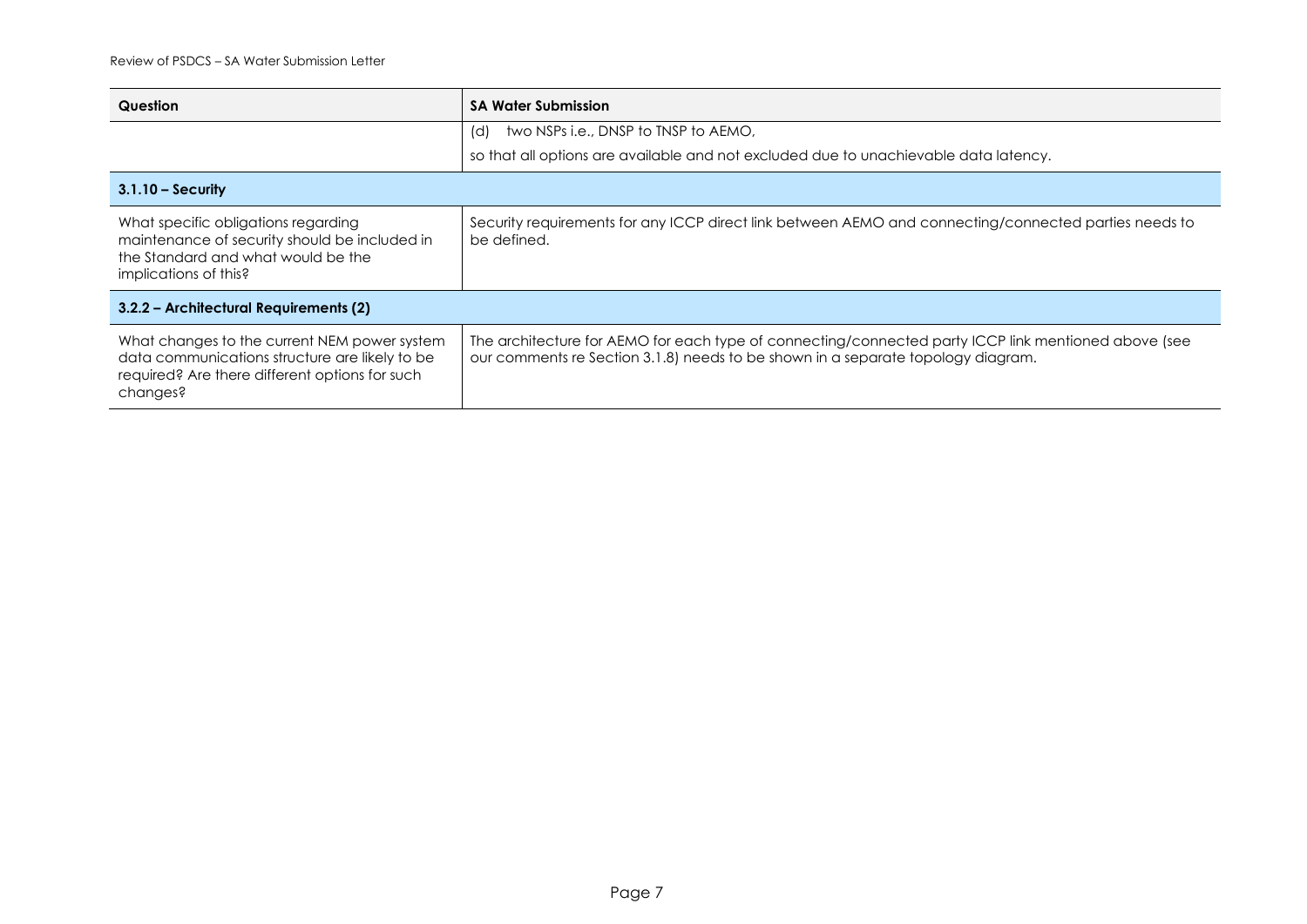| Question | SA Water Submission |
|---|---|
| | (d) two NSPs i.e., DNSP to TNSP to AEMO,<br><br>so that all options are available and not excluded due to unachievable data latency. |
| **3.1.10 – Security** | |
| What specific obligations regarding maintenance of security should be included in the Standard and what would be the implications of this? | Security requirements for any ICCP direct link between AEMO and connecting/connected parties needs to be defined. |
| **3.2.2 – Architectural Requirements (2)** | |
| What changes to the current NEM power system data communications structure are likely to be required? Are there different options for such changes? | The architecture for AEMO for each type of connecting/connected party ICCP link mentioned above (see our comments re Section 3.1.8) needs to be shown in a separate topology diagram. |